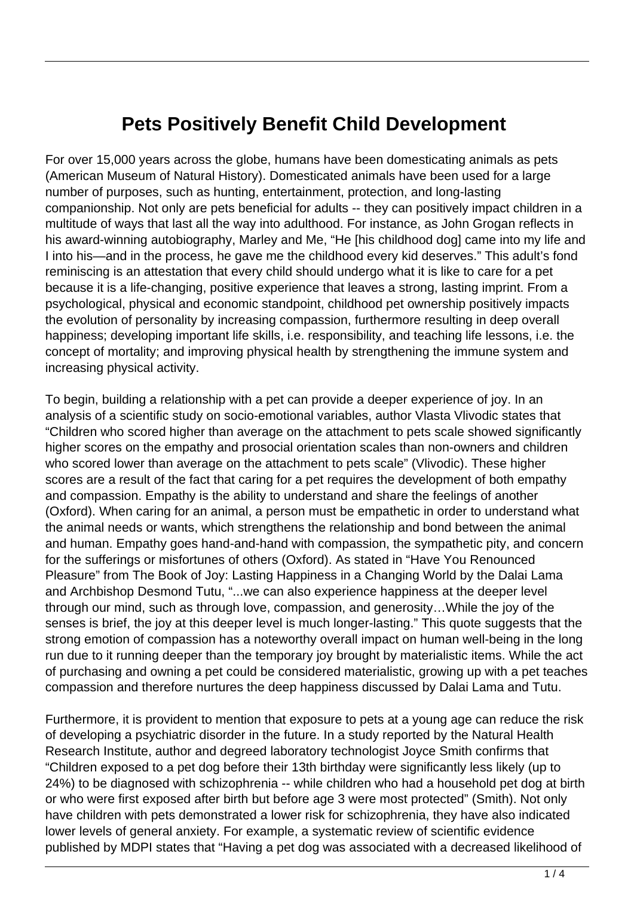# Pets Positively Benefit Child Development

For over 15,000 years across the globe, humans have been domesticating animals as pets (American Museum of Natural History). Domesticated animals have been used for a large number of purposes, such as hunting, entertainment, protection, and long-lasting companionship. Not only are pets beneficial for adults -- they can positively impact children in a multitude of ways that last all the way into adulthood. For instance, as John Grogan reflects in his award-winning autobiography, Marley and Me, "He [his childhood dog] came into my life and I into his—and in the process, he gave me the childhood every kid deserves." This adult's fond reminiscing is an attestation that every child should undergo what it is like to care for a pet because it is a life-changing, positive experience that leaves a strong, lasting imprint. From a psychological, physical and economic standpoint, childhood pet ownership positively impacts the evolution of personality by increasing compassion, furthermore resulting in deep overall happiness; developing important life skills, i.e. responsibility, and teaching life lessons, i.e. the concept of mortality; and improving physical health by strengthening the immune system and increasing physical activity.

To begin, building a relationship with a pet can provide a deeper experience of joy. In an analysis of a scientific study on socio-emotional variables, author Vlasta Vlivodic states that "Children who scored higher than average on the attachment to pets scale showed significantly higher scores on the empathy and prosocial orientation scales than non-owners and children who scored lower than average on the attachment to pets scale" (Vlivodic). These higher scores are a result of the fact that caring for a pet requires the development of both empathy and compassion. Empathy is the ability to understand and share the feelings of another (Oxford). When caring for an animal, a person must be empathetic in order to understand what the animal needs or wants, which strengthens the relationship and bond between the animal and human. Empathy goes hand-and-hand with compassion, the sympathetic pity, and concern for the sufferings or misfortunes of others (Oxford). As stated in "Have You Renounced Pleasure" from The Book of Joy: Lasting Happiness in a Changing World by the Dalai Lama and Archbishop Desmond Tutu, "...we can also experience happiness at the deeper level through our mind, such as through love, compassion, and generosity…While the joy of the senses is brief, the joy at this deeper level is much longer-lasting." This quote suggests that the strong emotion of compassion has a noteworthy overall impact on human well-being in the long run due to it running deeper than the temporary joy brought by materialistic items. While the act of purchasing and owning a pet could be considered materialistic, growing up with a pet teaches compassion and therefore nurtures the deep happiness discussed by Dalai Lama and Tutu.

Furthermore, it is provident to mention that exposure to pets at a young age can reduce the risk of developing a psychiatric disorder in the future. In a study reported by the Natural Health Research Institute, author and degreed laboratory technologist Joyce Smith confirms that "Children exposed to a pet dog before their 13th birthday were significantly less likely (up to 24%) to be diagnosed with schizophrenia -- while children who had a household pet dog at birth or who were first exposed after birth but before age 3 were most protected" (Smith). Not only have children with pets demonstrated a lower risk for schizophrenia, they have also indicated lower levels of general anxiety. For example, a systematic review of scientific evidence published by MDPI states that "Having a pet dog was associated with a decreased likelihood of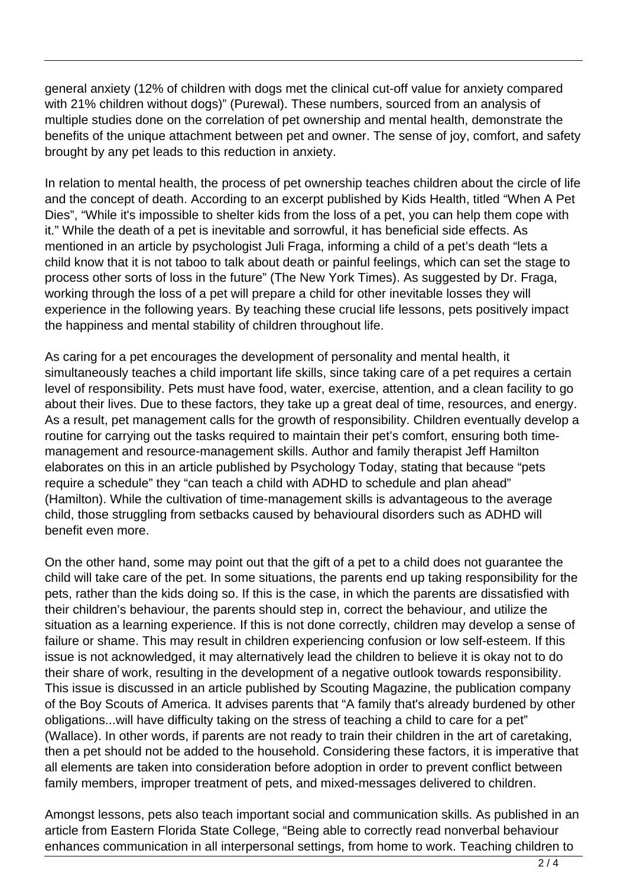general anxiety (12% of children with dogs met the clinical cut-off value for anxiety compared with 21% children without dogs)" (Purewal). These numbers, sourced from an analysis of multiple studies done on the correlation of pet ownership and mental health, demonstrate the benefits of the unique attachment between pet and owner. The sense of joy, comfort, and safety brought by any pet leads to this reduction in anxiety.

In relation to mental health, the process of pet ownership teaches children about the circle of life and the concept of death. According to an excerpt published by Kids Health, titled "When A Pet Dies", "While it's impossible to shelter kids from the loss of a pet, you can help them cope with it." While the death of a pet is inevitable and sorrowful, it has beneficial side effects. As mentioned in an article by psychologist Juli Fraga, informing a child of a pet's death "lets a child know that it is not taboo to talk about death or painful feelings, which can set the stage to process other sorts of loss in the future" (The New York Times). As suggested by Dr. Fraga, working through the loss of a pet will prepare a child for other inevitable losses they will experience in the following years. By teaching these crucial life lessons, pets positively impact the happiness and mental stability of children throughout life.

As caring for a pet encourages the development of personality and mental health, it simultaneously teaches a child important life skills, since taking care of a pet requires a certain level of responsibility. Pets must have food, water, exercise, attention, and a clean facility to go about their lives. Due to these factors, they take up a great deal of time, resources, and energy. As a result, pet management calls for the growth of responsibility. Children eventually develop a routine for carrying out the tasks required to maintain their pet's comfort, ensuring both time-management and resource-management skills. Author and family therapist Jeff Hamilton elaborates on this in an article published by Psychology Today, stating that because "pets require a schedule" they "can teach a child with ADHD to schedule and plan ahead" (Hamilton). While the cultivation of time-management skills is advantageous to the average child, those struggling from setbacks caused by behavioural disorders such as ADHD will benefit even more.

On the other hand, some may point out that the gift of a pet to a child does not guarantee the child will take care of the pet. In some situations, the parents end up taking responsibility for the pets, rather than the kids doing so. If this is the case, in which the parents are dissatisfied with their children's behaviour, the parents should step in, correct the behaviour, and utilize the situation as a learning experience. If this is not done correctly, children may develop a sense of failure or shame. This may result in children experiencing confusion or low self-esteem. If this issue is not acknowledged, it may alternatively lead the children to believe it is okay not to do their share of work, resulting in the development of a negative outlook towards responsibility. This issue is discussed in an article published by Scouting Magazine, the publication company of the Boy Scouts of America. It advises parents that "A family that's already burdened by other obligations...will have difficulty taking on the stress of teaching a child to care for a pet" (Wallace). In other words, if parents are not ready to train their children in the art of caretaking, then a pet should not be added to the household. Considering these factors, it is imperative that all elements are taken into consideration before adoption in order to prevent conflict between family members, improper treatment of pets, and mixed-messages delivered to children.

Amongst lessons, pets also teach important social and communication skills. As published in an article from Eastern Florida State College, "Being able to correctly read nonverbal behaviour enhances communication in all interpersonal settings, from home to work. Teaching children to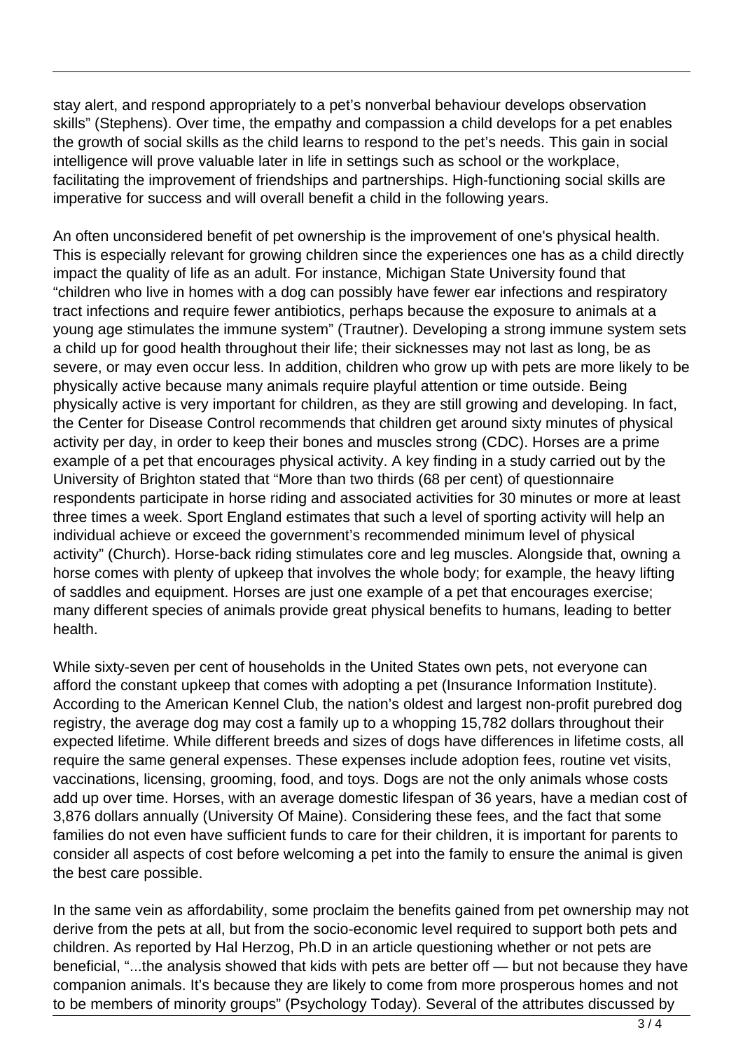stay alert, and respond appropriately to a pet's nonverbal behaviour develops observation skills" (Stephens). Over time, the empathy and compassion a child develops for a pet enables the growth of social skills as the child learns to respond to the pet's needs. This gain in social intelligence will prove valuable later in life in settings such as school or the workplace, facilitating the improvement of friendships and partnerships. High-functioning social skills are imperative for success and will overall benefit a child in the following years.

An often unconsidered benefit of pet ownership is the improvement of one's physical health. This is especially relevant for growing children since the experiences one has as a child directly impact the quality of life as an adult. For instance, Michigan State University found that "children who live in homes with a dog can possibly have fewer ear infections and respiratory tract infections and require fewer antibiotics, perhaps because the exposure to animals at a young age stimulates the immune system" (Trautner). Developing a strong immune system sets a child up for good health throughout their life; their sicknesses may not last as long, be as severe, or may even occur less. In addition, children who grow up with pets are more likely to be physically active because many animals require playful attention or time outside. Being physically active is very important for children, as they are still growing and developing. In fact, the Center for Disease Control recommends that children get around sixty minutes of physical activity per day, in order to keep their bones and muscles strong (CDC). Horses are a prime example of a pet that encourages physical activity. A key finding in a study carried out by the University of Brighton stated that "More than two thirds (68 per cent) of questionnaire respondents participate in horse riding and associated activities for 30 minutes or more at least three times a week. Sport England estimates that such a level of sporting activity will help an individual achieve or exceed the government's recommended minimum level of physical activity" (Church). Horse-back riding stimulates core and leg muscles. Alongside that, owning a horse comes with plenty of upkeep that involves the whole body; for example, the heavy lifting of saddles and equipment. Horses are just one example of a pet that encourages exercise; many different species of animals provide great physical benefits to humans, leading to better health.

While sixty-seven per cent of households in the United States own pets, not everyone can afford the constant upkeep that comes with adopting a pet (Insurance Information Institute). According to the American Kennel Club, the nation's oldest and largest non-profit purebred dog registry, the average dog may cost a family up to a whopping 15,782 dollars throughout their expected lifetime. While different breeds and sizes of dogs have differences in lifetime costs, all require the same general expenses. These expenses include adoption fees, routine vet visits, vaccinations, licensing, grooming, food, and toys. Dogs are not the only animals whose costs add up over time. Horses, with an average domestic lifespan of 36 years, have a median cost of 3,876 dollars annually (University Of Maine). Considering these fees, and the fact that some families do not even have sufficient funds to care for their children, it is important for parents to consider all aspects of cost before welcoming a pet into the family to ensure the animal is given the best care possible.

In the same vein as affordability, some proclaim the benefits gained from pet ownership may not derive from the pets at all, but from the socio-economic level required to support both pets and children. As reported by Hal Herzog, Ph.D in an article questioning whether or not pets are beneficial, "...the analysis showed that kids with pets are better off — but not because they have companion animals. It's because they are likely to come from more prosperous homes and not to be members of minority groups" (Psychology Today). Several of the attributes discussed by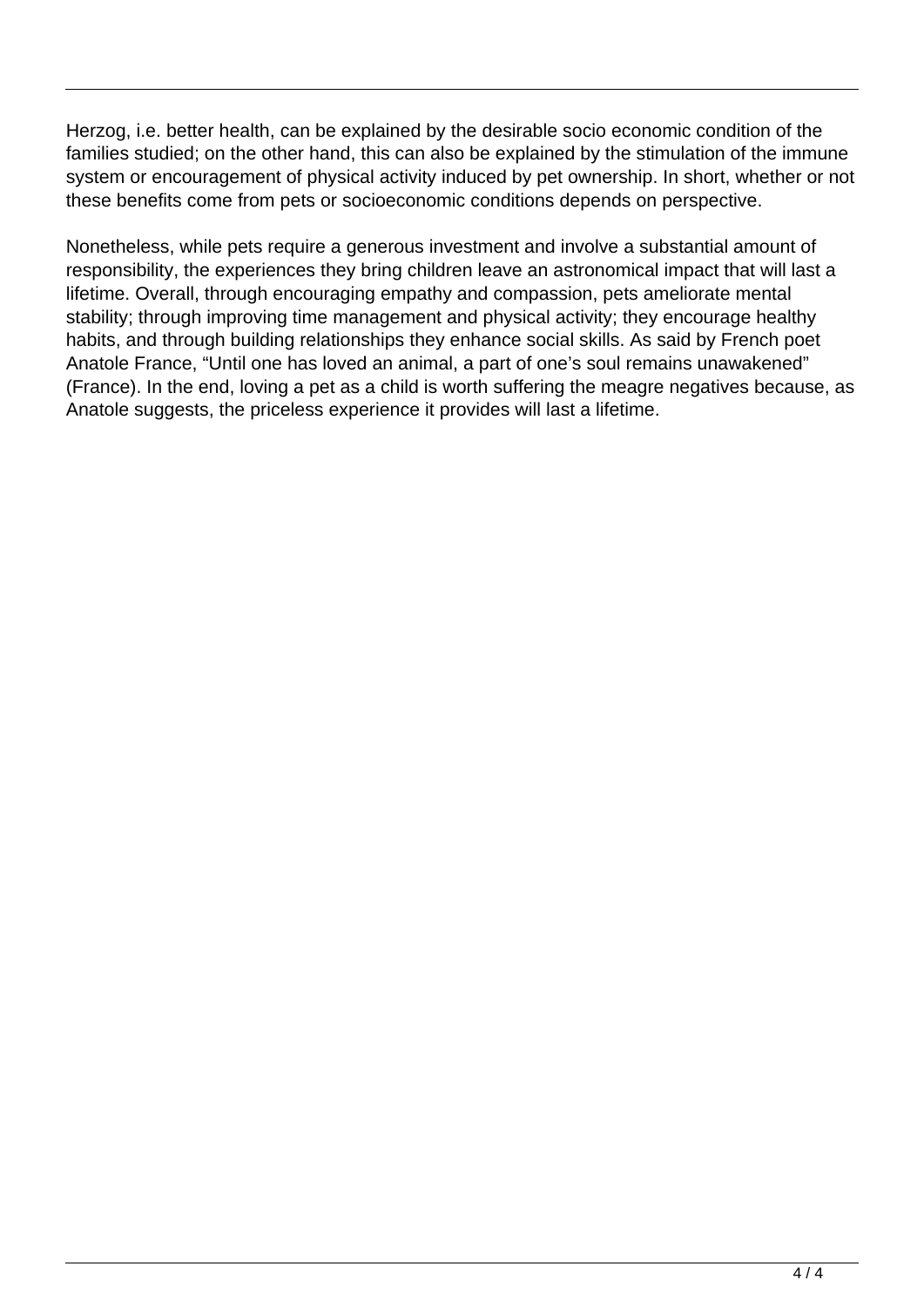Herzog, i.e. better health, can be explained by the desirable socio economic condition of the families studied; on the other hand, this can also be explained by the stimulation of the immune system or encouragement of physical activity induced by pet ownership. In short, whether or not these benefits come from pets or socioeconomic conditions depends on perspective.

Nonetheless, while pets require a generous investment and involve a substantial amount of responsibility, the experiences they bring children leave an astronomical impact that will last a lifetime. Overall, through encouraging empathy and compassion, pets ameliorate mental stability; through improving time management and physical activity; they encourage healthy habits, and through building relationships they enhance social skills. As said by French poet Anatole France, “Until one has loved an animal, a part of one’s soul remains unawakened” (France). In the end, loving a pet as a child is worth suffering the meagre negatives because, as Anatole suggests, the priceless experience it provides will last a lifetime.